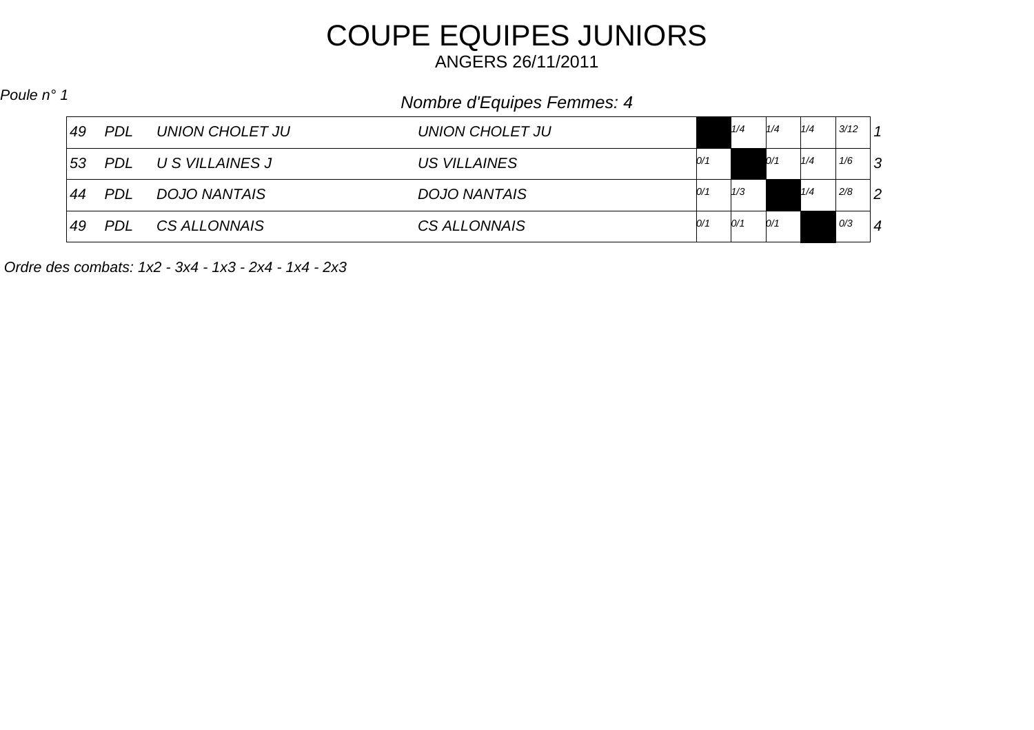# COUPE EQUIPES JUNIORS

ANGERS 26/11/2011

*Poule n° 1*

*Nombre d'Equipes Femmes: 4*

| | | | | | | | | | | |
|---|---|---|---|---|---|---|---|---|---|---|
| 49 | PDL | UNION CHOLET JU | UNION CHOLET JU | | 1/4 | 1/4 | 1/4 | 3/12 | 1 |
| 53 | PDL | U S VILLAINES J | US VILLAINES | 0/1 | | 0/1 | 1/4 | 1/6 | 3 |
| 44 | PDL | DOJO NANTAIS | DOJO NANTAIS | 0/1 | 1/3 | | 1/4 | 2/8 | 2 |
| 49 | PDL | CS ALLONNAIS | CS ALLONNAIS | 0/1 | 0/1 | 0/1 | | 0/3 | 4 |

*Ordre des combats: 1x2 - 3x4 - 1x3 - 2x4 - 1x4 - 2x3*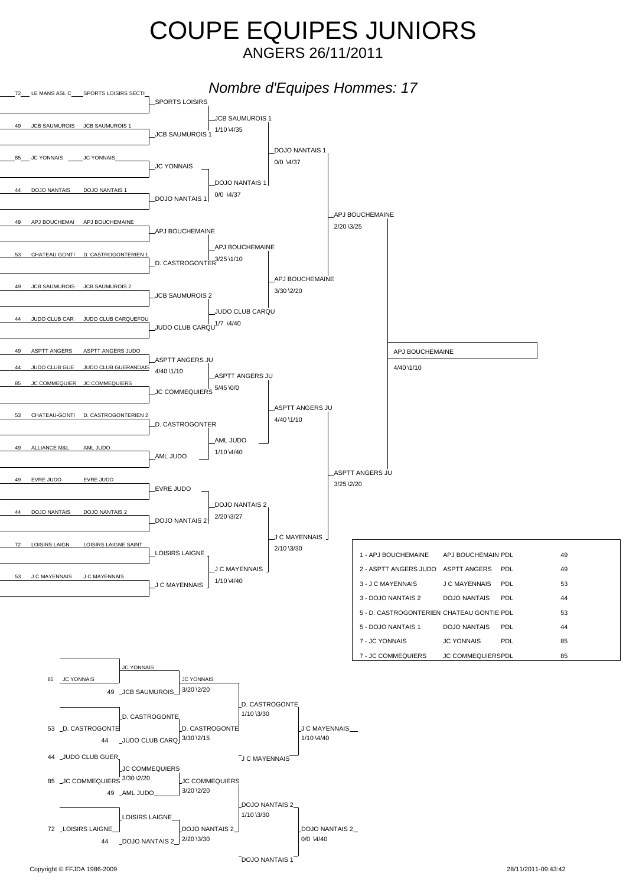# COUPE EQUIPES JUNIORS

ANGERS 26/11/2011

*Nombre d'Equipes Hommes: 17*

| | | | |
|---|---|---|---|
| 72 | LE MANS ASL C | SPORTS LOISIRS SECTI | |
| 49 | JCB SAUMUROIS | JCB SAUMUROIS 1 | |
| 85 | JC YONNAIS | JC YONNAIS | |
| 44 | DOJO NANTAIS | DOJO NANTAIS 1 | |
| 49 | APJ BOUCHEMAI | APJ BOUCHEMAINE | |
| 53 | CHATEAU GONTI | D. CASTROGONTERIEN 1 | |
| 49 | JCB SAUMUROIS | JCB SAUMUROIS 2 | |
| 44 | JUDO CLUB CAR | JUDO CLUB CARQUEFOU | |
| 49 | ASPTT ANGERS | ASPTT ANGERS JUDO | |
| 44 | JUDO CLUB GUE | JUDO CLUB GUERANDAIS | |
| 85 | JC COMMEQUIER | JC COMMEQUIERS | |
| 53 | CHATEAU-GONTI | D. CASTROGONTERIEN 2 | |
| 49 | ALLIANCE M&L | AML JUDO | |
| 49 | EVRE JUDO | EVRE JUDO | |
| 44 | DOJO NANTAIS | DOJO NANTAIS 2 | |
| 72 | LOISIRS LAIGN | LOISIRS LAIGNE SAINT | |
| 53 | J C MAYENNAIS | J C MAYENNAIS | |

SPORTS LOISIRS
JCB SAUMUROIS 1
JCB SAUMUROIS 1 — 1/10 \4/35
JC YONNAIS
DOJO NANTAIS 1
DOJO NANTAIS 1 — 0/0 \4/37
DOJO NANTAIS 1 — 0/0 \4/37
APJ BOUCHEMAINE
D. CASTROGONTER
APJ BOUCHEMAINE — 3/25 \1/10
JCB SAUMUROIS 2
JUDO CLUB CARQU
JUDO CLUB CARQU — 1/7 \4/40
APJ BOUCHEMAINE — 3/30 \2/20
APJ BOUCHEMAINE — 2/20 \3/25

ASPTT ANGERS JU — 4/40 \1/10
JC COMMEQUIERS
ASPTT ANGERS JU — 5/45 \0/0
D. CASTROGONTER
AML JUDO
AML JUDO — 1/10 \4/40
ASPTT ANGERS JU — 4/40 \1/10
EVRE JUDO
DOJO NANTAIS 2
DOJO NANTAIS 2 — 2/20 \3/27
LOISIRS LAIGNE
J C MAYENNAIS
J C MAYENNAIS — 1/10 \4/40
J C MAYENNAIS — 2/10 \3/30
ASPTT ANGERS JU — 3/25 \2/20

APJ BOUCHEMAINE — 4/40 \1/10

| | | | |
|---|---|---|---|
| 1 - APJ BOUCHEMAINE | APJ BOUCHEMAIN | PDL | 49 |
| 2 - ASPTT ANGERS JUDO | ASPTT ANGERS | PDL | 49 |
| 3 - J C MAYENNAIS | J C MAYENNAIS | PDL | 53 |
| 3 - DOJO NANTAIS 2 | DOJO NANTAIS | PDL | 44 |
| 5 - D. CASTROGONTERIEN | CHATEAU GONTIE | PDL | 53 |
| 5 - DOJO NANTAIS 1 | DOJO NANTAIS | PDL | 44 |
| 7 - JC YONNAIS | JC YONNAIS | PDL | 85 |
| 7 - JC COMMEQUIERS | JC COMMEQUIERS | PDL | 85 |

JC YONNAIS
85 JC YONNAIS
49 JCB SAUMUROIS
JC YONNAIS — 3/20 \2/20
D. CASTROGONTE
53 D. CASTROGONTE
44 JUDO CLUB CARQ
D. CASTROGONTE — 3/30 \2/15
D. CASTROGONTE — 1/10 \3/30
J C MAYENNAIS — 1/10 \4/40
J C MAYENNAIS
44 JUDO CLUB GUER
JC COMMEQUIERS
85 JC COMMEQUIERS — 3/30 \2/20
49 AML JUDO
JC COMMEQUIERS — 3/20 \2/20
DOJO NANTAIS 2 — 1/10 \3/30
LOISIRS LAIGNE
72 LOISIRS LAIGNE
44 DOJO NANTAIS 2
DOJO NANTAIS 2 — 2/20 \3/30
DOJO NANTAIS 2 — 0/0 \4/40
DOJO NANTAIS 1

Copyright © FFJDA 1986-2009

28/11/2011-09:43:42